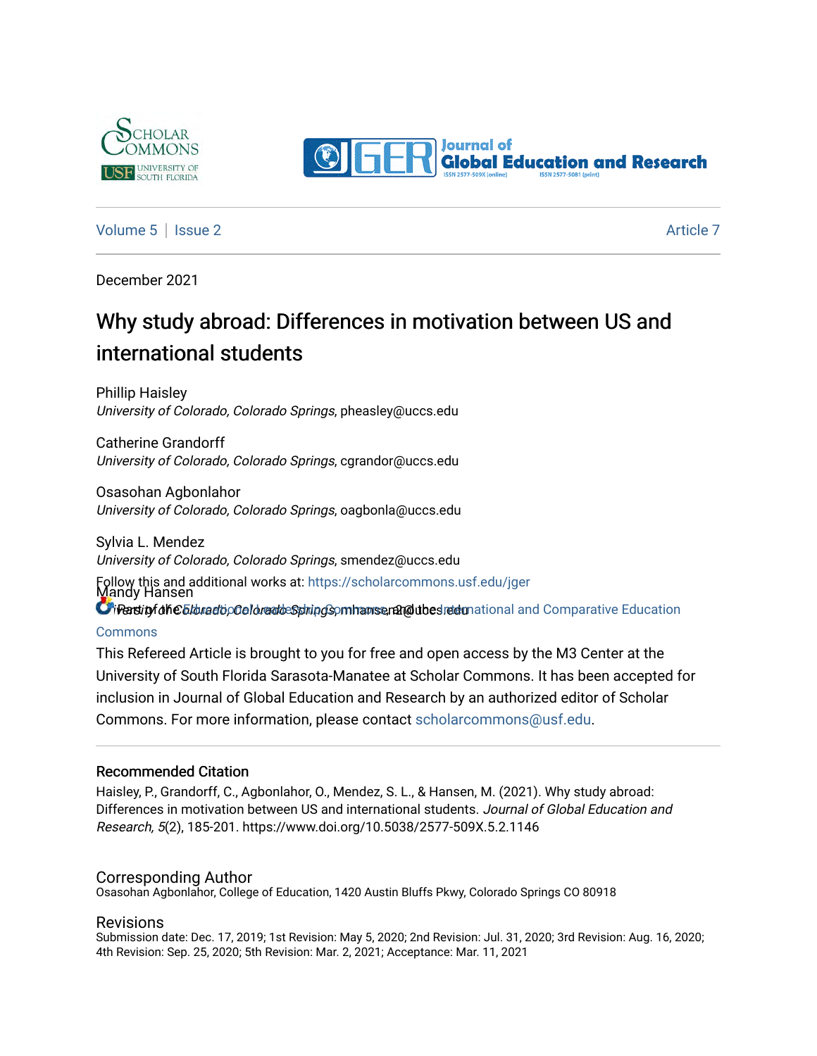Volume 5 | Issue 2 Article 7

December 2021

# Why study abroad: Differences in motivation between US and international students

Phillip Haisley
*University of Colorado, Colorado Springs*, pheasley@uccs.edu

Catherine Grandorff
*University of Colorado, Colorado Springs*, cgrandor@uccs.edu

Osasohan Agbonlahor
*University of Colorado, Colorado Springs*, oagbonla@uccs.edu

Sylvia L. Mendez
*University of Colorado, Colorado Springs*, smendez@uccs.edu

Mandy Hansen
*University of Colorado, Colorado Springs*, mhansen2@uccs.edu

Follow this and additional works at: https://scholarcommons.usf.edu/jger

Part of the Educational Leadership Commons, and the International and Comparative Education Commons

This Refereed Article is brought to you for free and open access by the M3 Center at the University of South Florida Sarasota-Manatee at Scholar Commons. It has been accepted for inclusion in Journal of Global Education and Research by an authorized editor of Scholar Commons. For more information, please contact scholarcommons@usf.edu.

## Recommended Citation

Haisley, P., Grandorff, C., Agbonlahor, O., Mendez, S. L., & Hansen, M. (2021). Why study abroad: Differences in motivation between US and international students. *Journal of Global Education and Research, 5*(2), 185-201. https://www.doi.org/10.5038/2577-509X.5.2.1146

## Corresponding Author

Osasohan Agbonlahor, College of Education, 1420 Austin Bluffs Pkwy, Colorado Springs CO 80918

## Revisions

Submission date: Dec. 17, 2019; 1st Revision: May 5, 2020; 2nd Revision: Jul. 31, 2020; 3rd Revision: Aug. 16, 2020; 4th Revision: Sep. 25, 2020; 5th Revision: Mar. 2, 2021; Acceptance: Mar. 11, 2021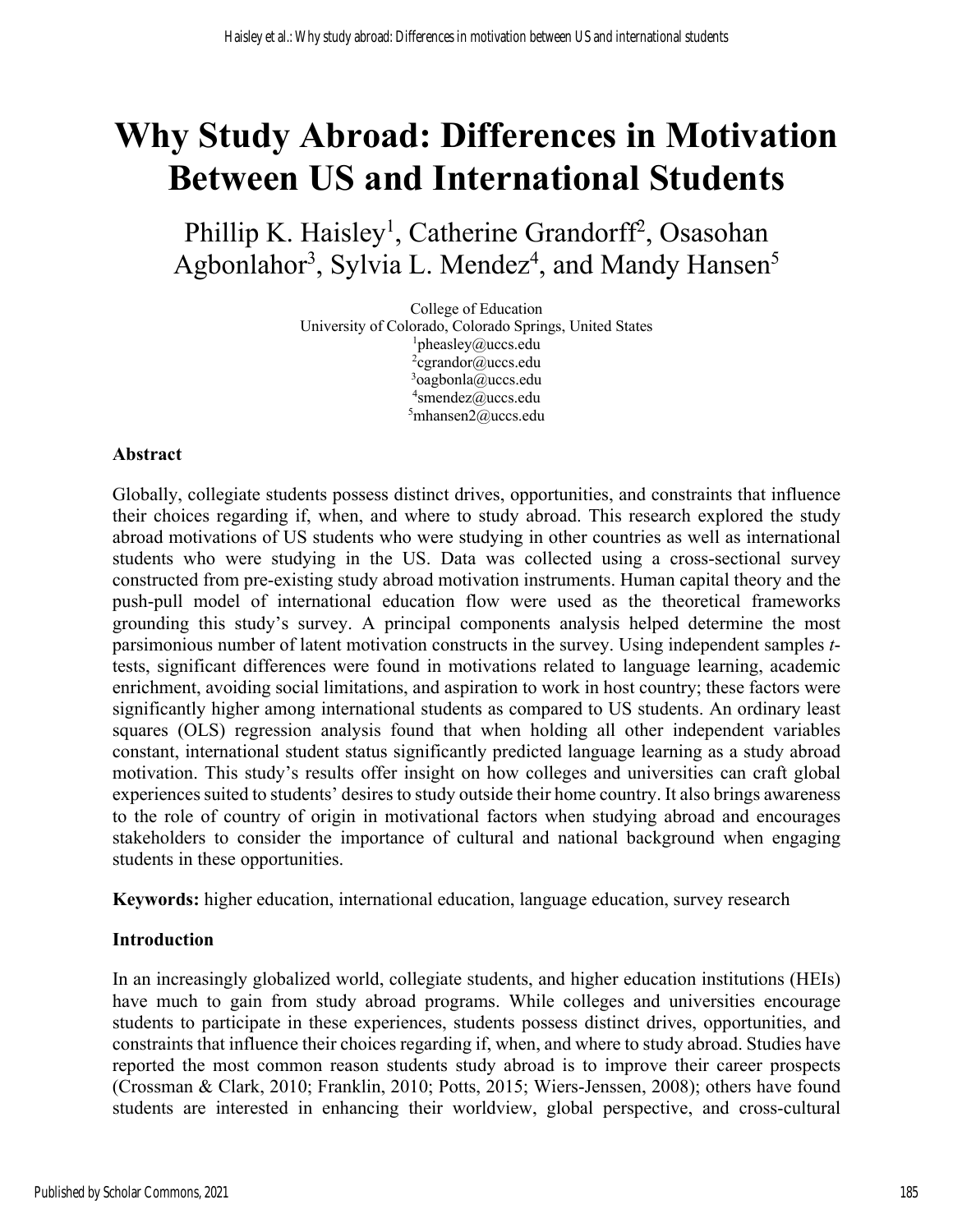# Why Study Abroad: Differences in Motivation Between US and International Students

Phillip K. Haisley[1], Catherine Grandorff[2], Osasohan Agbonlahor[3], Sylvia L. Mendez[4], and Mandy Hansen[5]

College of Education
University of Colorado, Colorado Springs, United States
[1]pheasley@uccs.edu
[2]cgrandor@uccs.edu
[3]oagbonla@uccs.edu
[4]smendez@uccs.edu
[5]mhansen2@uccs.edu

**Abstract**

Globally, collegiate students possess distinct drives, opportunities, and constraints that influence their choices regarding if, when, and where to study abroad. This research explored the study abroad motivations of US students who were studying in other countries as well as international students who were studying in the US. Data was collected using a cross-sectional survey constructed from pre-existing study abroad motivation instruments. Human capital theory and the push-pull model of international education flow were used as the theoretical frameworks grounding this study's survey. A principal components analysis helped determine the most parsimonious number of latent motivation constructs in the survey. Using independent samples *t*-tests, significant differences were found in motivations related to language learning, academic enrichment, avoiding social limitations, and aspiration to work in host country; these factors were significantly higher among international students as compared to US students. An ordinary least squares (OLS) regression analysis found that when holding all other independent variables constant, international student status significantly predicted language learning as a study abroad motivation. This study's results offer insight on how colleges and universities can craft global experiences suited to students' desires to study outside their home country. It also brings awareness to the role of country of origin in motivational factors when studying abroad and encourages stakeholders to consider the importance of cultural and national background when engaging students in these opportunities.

**Keywords:** higher education, international education, language education, survey research

**Introduction**

In an increasingly globalized world, collegiate students, and higher education institutions (HEIs) have much to gain from study abroad programs. While colleges and universities encourage students to participate in these experiences, students possess distinct drives, opportunities, and constraints that influence their choices regarding if, when, and where to study abroad. Studies have reported the most common reason students study abroad is to improve their career prospects (Crossman & Clark, 2010; Franklin, 2010; Potts, 2015; Wiers-Jenssen, 2008); others have found students are interested in enhancing their worldview, global perspective, and cross-cultural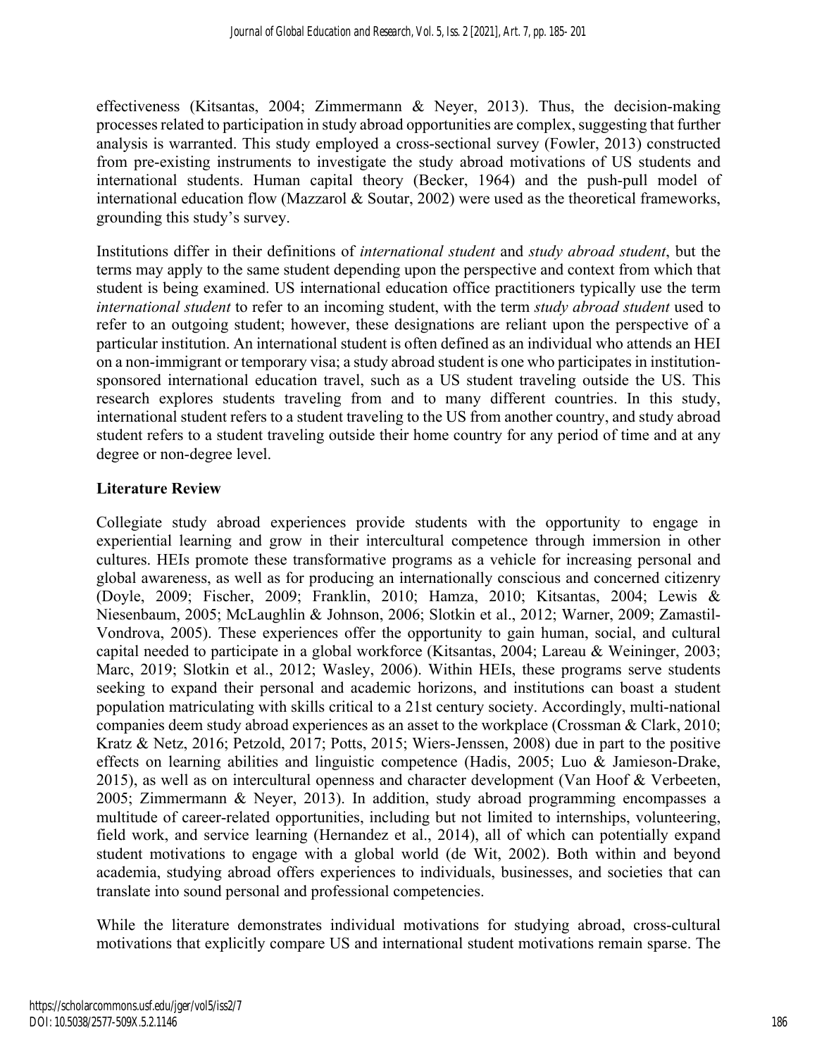effectiveness (Kitsantas, 2004; Zimmermann & Neyer, 2013). Thus, the decision-making processes related to participation in study abroad opportunities are complex, suggesting that further analysis is warranted. This study employed a cross-sectional survey (Fowler, 2013) constructed from pre-existing instruments to investigate the study abroad motivations of US students and international students. Human capital theory (Becker, 1964) and the push-pull model of international education flow (Mazzarol & Soutar, 2002) were used as the theoretical frameworks, grounding this study's survey.

Institutions differ in their definitions of *international student* and *study abroad student*, but the terms may apply to the same student depending upon the perspective and context from which that student is being examined. US international education office practitioners typically use the term *international student* to refer to an incoming student, with the term *study abroad student* used to refer to an outgoing student; however, these designations are reliant upon the perspective of a particular institution. An international student is often defined as an individual who attends an HEI on a non-immigrant or temporary visa; a study abroad student is one who participates in institution-sponsored international education travel, such as a US student traveling outside the US. This research explores students traveling from and to many different countries. In this study, international student refers to a student traveling to the US from another country, and study abroad student refers to a student traveling outside their home country for any period of time and at any degree or non-degree level.

## Literature Review

Collegiate study abroad experiences provide students with the opportunity to engage in experiential learning and grow in their intercultural competence through immersion in other cultures. HEIs promote these transformative programs as a vehicle for increasing personal and global awareness, as well as for producing an internationally conscious and concerned citizenry (Doyle, 2009; Fischer, 2009; Franklin, 2010; Hamza, 2010; Kitsantas, 2004; Lewis & Niesenbaum, 2005; McLaughlin & Johnson, 2006; Slotkin et al., 2012; Warner, 2009; Zamastil-Vondrova, 2005). These experiences offer the opportunity to gain human, social, and cultural capital needed to participate in a global workforce (Kitsantas, 2004; Lareau & Weininger, 2003; Marc, 2019; Slotkin et al., 2012; Wasley, 2006). Within HEIs, these programs serve students seeking to expand their personal and academic horizons, and institutions can boast a student population matriculating with skills critical to a 21st century society. Accordingly, multi-national companies deem study abroad experiences as an asset to the workplace (Crossman & Clark, 2010; Kratz & Netz, 2016; Petzold, 2017; Potts, 2015; Wiers-Jenssen, 2008) due in part to the positive effects on learning abilities and linguistic competence (Hadis, 2005; Luo & Jamieson-Drake, 2015), as well as on intercultural openness and character development (Van Hoof & Verbeeten, 2005; Zimmermann & Neyer, 2013). In addition, study abroad programming encompasses a multitude of career-related opportunities, including but not limited to internships, volunteering, field work, and service learning (Hernandez et al., 2014), all of which can potentially expand student motivations to engage with a global world (de Wit, 2002). Both within and beyond academia, studying abroad offers experiences to individuals, businesses, and societies that can translate into sound personal and professional competencies.

While the literature demonstrates individual motivations for studying abroad, cross-cultural motivations that explicitly compare US and international student motivations remain sparse. The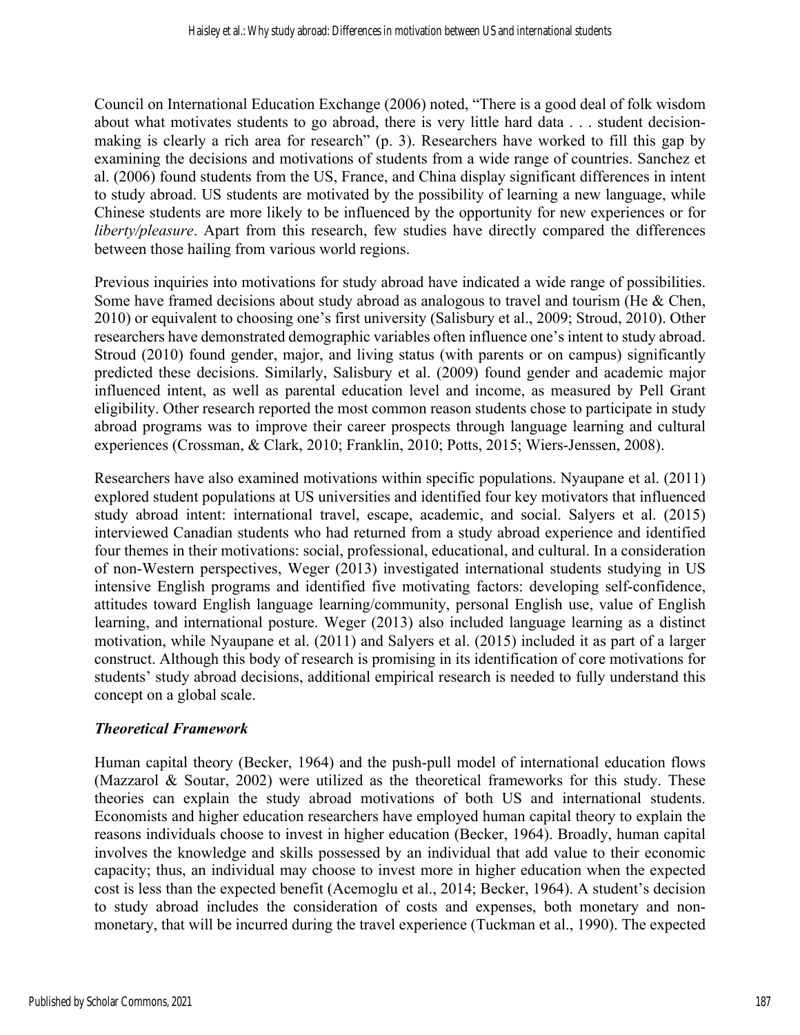Council on International Education Exchange (2006) noted, "There is a good deal of folk wisdom about what motivates students to go abroad, there is very little hard data . . . student decision-making is clearly a rich area for research" (p. 3). Researchers have worked to fill this gap by examining the decisions and motivations of students from a wide range of countries. Sanchez et al. (2006) found students from the US, France, and China display significant differences in intent to study abroad. US students are motivated by the possibility of learning a new language, while Chinese students are more likely to be influenced by the opportunity for new experiences or for *liberty/pleasure*. Apart from this research, few studies have directly compared the differences between those hailing from various world regions.

Previous inquiries into motivations for study abroad have indicated a wide range of possibilities. Some have framed decisions about study abroad as analogous to travel and tourism (He & Chen, 2010) or equivalent to choosing one's first university (Salisbury et al., 2009; Stroud, 2010). Other researchers have demonstrated demographic variables often influence one's intent to study abroad. Stroud (2010) found gender, major, and living status (with parents or on campus) significantly predicted these decisions. Similarly, Salisbury et al. (2009) found gender and academic major influenced intent, as well as parental education level and income, as measured by Pell Grant eligibility. Other research reported the most common reason students chose to participate in study abroad programs was to improve their career prospects through language learning and cultural experiences (Crossman, & Clark, 2010; Franklin, 2010; Potts, 2015; Wiers-Jenssen, 2008).

Researchers have also examined motivations within specific populations. Nyaupane et al. (2011) explored student populations at US universities and identified four key motivators that influenced study abroad intent: international travel, escape, academic, and social. Salyers et al. (2015) interviewed Canadian students who had returned from a study abroad experience and identified four themes in their motivations: social, professional, educational, and cultural. In a consideration of non-Western perspectives, Weger (2013) investigated international students studying in US intensive English programs and identified five motivating factors: developing self-confidence, attitudes toward English language learning/community, personal English use, value of English learning, and international posture. Weger (2013) also included language learning as a distinct motivation, while Nyaupane et al. (2011) and Salyers et al. (2015) included it as part of a larger construct. Although this body of research is promising in its identification of core motivations for students' study abroad decisions, additional empirical research is needed to fully understand this concept on a global scale.

### *Theoretical Framework*

Human capital theory (Becker, 1964) and the push-pull model of international education flows (Mazzarol & Soutar, 2002) were utilized as the theoretical frameworks for this study. These theories can explain the study abroad motivations of both US and international students. Economists and higher education researchers have employed human capital theory to explain the reasons individuals choose to invest in higher education (Becker, 1964). Broadly, human capital involves the knowledge and skills possessed by an individual that add value to their economic capacity; thus, an individual may choose to invest more in higher education when the expected cost is less than the expected benefit (Acemoglu et al., 2014; Becker, 1964). A student's decision to study abroad includes the consideration of costs and expenses, both monetary and non-monetary, that will be incurred during the travel experience (Tuckman et al., 1990). The expected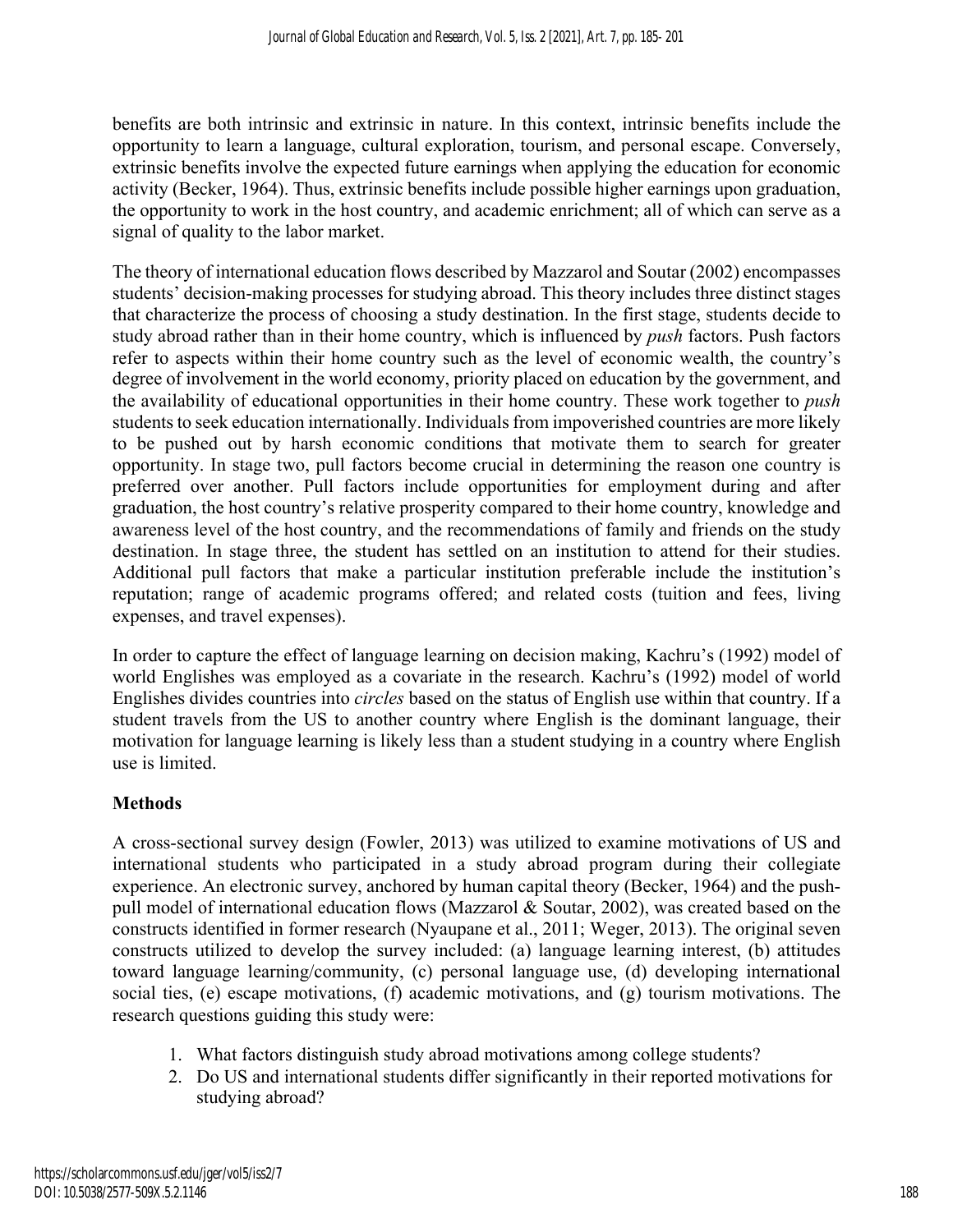benefits are both intrinsic and extrinsic in nature. In this context, intrinsic benefits include the opportunity to learn a language, cultural exploration, tourism, and personal escape. Conversely, extrinsic benefits involve the expected future earnings when applying the education for economic activity (Becker, 1964). Thus, extrinsic benefits include possible higher earnings upon graduation, the opportunity to work in the host country, and academic enrichment; all of which can serve as a signal of quality to the labor market.

The theory of international education flows described by Mazzarol and Soutar (2002) encompasses students' decision-making processes for studying abroad. This theory includes three distinct stages that characterize the process of choosing a study destination. In the first stage, students decide to study abroad rather than in their home country, which is influenced by *push* factors. Push factors refer to aspects within their home country such as the level of economic wealth, the country's degree of involvement in the world economy, priority placed on education by the government, and the availability of educational opportunities in their home country. These work together to *push* students to seek education internationally. Individuals from impoverished countries are more likely to be pushed out by harsh economic conditions that motivate them to search for greater opportunity. In stage two, pull factors become crucial in determining the reason one country is preferred over another. Pull factors include opportunities for employment during and after graduation, the host country's relative prosperity compared to their home country, knowledge and awareness level of the host country, and the recommendations of family and friends on the study destination. In stage three, the student has settled on an institution to attend for their studies. Additional pull factors that make a particular institution preferable include the institution's reputation; range of academic programs offered; and related costs (tuition and fees, living expenses, and travel expenses).

In order to capture the effect of language learning on decision making, Kachru's (1992) model of world Englishes was employed as a covariate in the research. Kachru's (1992) model of world Englishes divides countries into *circles* based on the status of English use within that country. If a student travels from the US to another country where English is the dominant language, their motivation for language learning is likely less than a student studying in a country where English use is limited.

## Methods

A cross-sectional survey design (Fowler, 2013) was utilized to examine motivations of US and international students who participated in a study abroad program during their collegiate experience. An electronic survey, anchored by human capital theory (Becker, 1964) and the push-pull model of international education flows (Mazzarol & Soutar, 2002), was created based on the constructs identified in former research (Nyaupane et al., 2011; Weger, 2013). The original seven constructs utilized to develop the survey included: (a) language learning interest, (b) attitudes toward language learning/community, (c) personal language use, (d) developing international social ties, (e) escape motivations, (f) academic motivations, and (g) tourism motivations. The research questions guiding this study were:

1. What factors distinguish study abroad motivations among college students?
2. Do US and international students differ significantly in their reported motivations for studying abroad?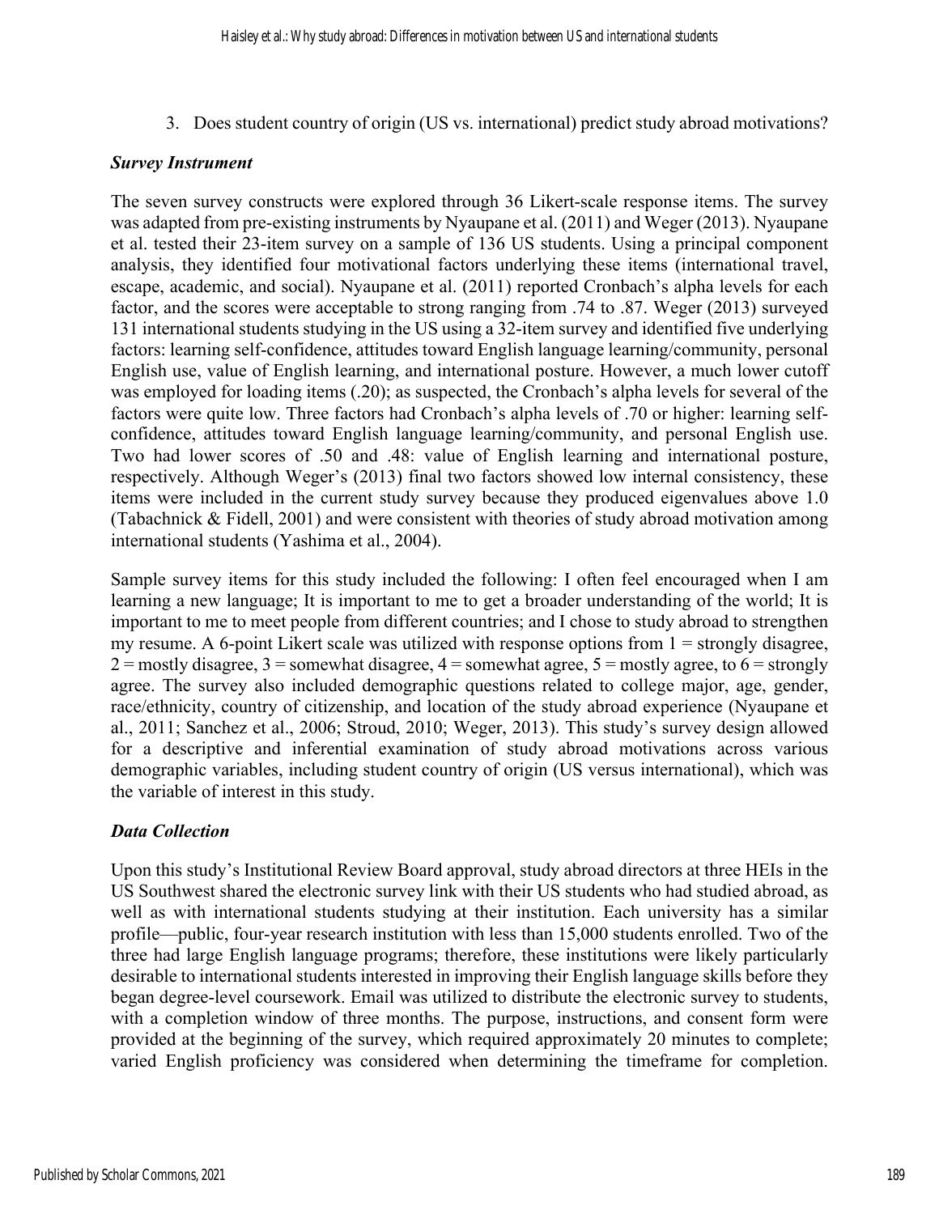3. Does student country of origin (US vs. international) predict study abroad motivations?

### *Survey Instrument*

The seven survey constructs were explored through 36 Likert-scale response items. The survey was adapted from pre-existing instruments by Nyaupane et al. (2011) and Weger (2013). Nyaupane et al. tested their 23-item survey on a sample of 136 US students. Using a principal component analysis, they identified four motivational factors underlying these items (international travel, escape, academic, and social). Nyaupane et al. (2011) reported Cronbach's alpha levels for each factor, and the scores were acceptable to strong ranging from .74 to .87. Weger (2013) surveyed 131 international students studying in the US using a 32-item survey and identified five underlying factors: learning self-confidence, attitudes toward English language learning/community, personal English use, value of English learning, and international posture. However, a much lower cutoff was employed for loading items (.20); as suspected, the Cronbach's alpha levels for several of the factors were quite low. Three factors had Cronbach's alpha levels of .70 or higher: learning self-confidence, attitudes toward English language learning/community, and personal English use. Two had lower scores of .50 and .48: value of English learning and international posture, respectively. Although Weger's (2013) final two factors showed low internal consistency, these items were included in the current study survey because they produced eigenvalues above 1.0 (Tabachnick & Fidell, 2001) and were consistent with theories of study abroad motivation among international students (Yashima et al., 2004).

Sample survey items for this study included the following: I often feel encouraged when I am learning a new language; It is important to me to get a broader understanding of the world; It is important to me to meet people from different countries; and I chose to study abroad to strengthen my resume. A 6-point Likert scale was utilized with response options from 1 = strongly disagree, 2 = mostly disagree, 3 = somewhat disagree, 4 = somewhat agree, 5 = mostly agree, to 6 = strongly agree. The survey also included demographic questions related to college major, age, gender, race/ethnicity, country of citizenship, and location of the study abroad experience (Nyaupane et al., 2011; Sanchez et al., 2006; Stroud, 2010; Weger, 2013). This study's survey design allowed for a descriptive and inferential examination of study abroad motivations across various demographic variables, including student country of origin (US versus international), which was the variable of interest in this study.

### *Data Collection*

Upon this study's Institutional Review Board approval, study abroad directors at three HEIs in the US Southwest shared the electronic survey link with their US students who had studied abroad, as well as with international students studying at their institution. Each university has a similar profile—public, four-year research institution with less than 15,000 students enrolled. Two of the three had large English language programs; therefore, these institutions were likely particularly desirable to international students interested in improving their English language skills before they began degree-level coursework. Email was utilized to distribute the electronic survey to students, with a completion window of three months. The purpose, instructions, and consent form were provided at the beginning of the survey, which required approximately 20 minutes to complete; varied English proficiency was considered when determining the timeframe for completion.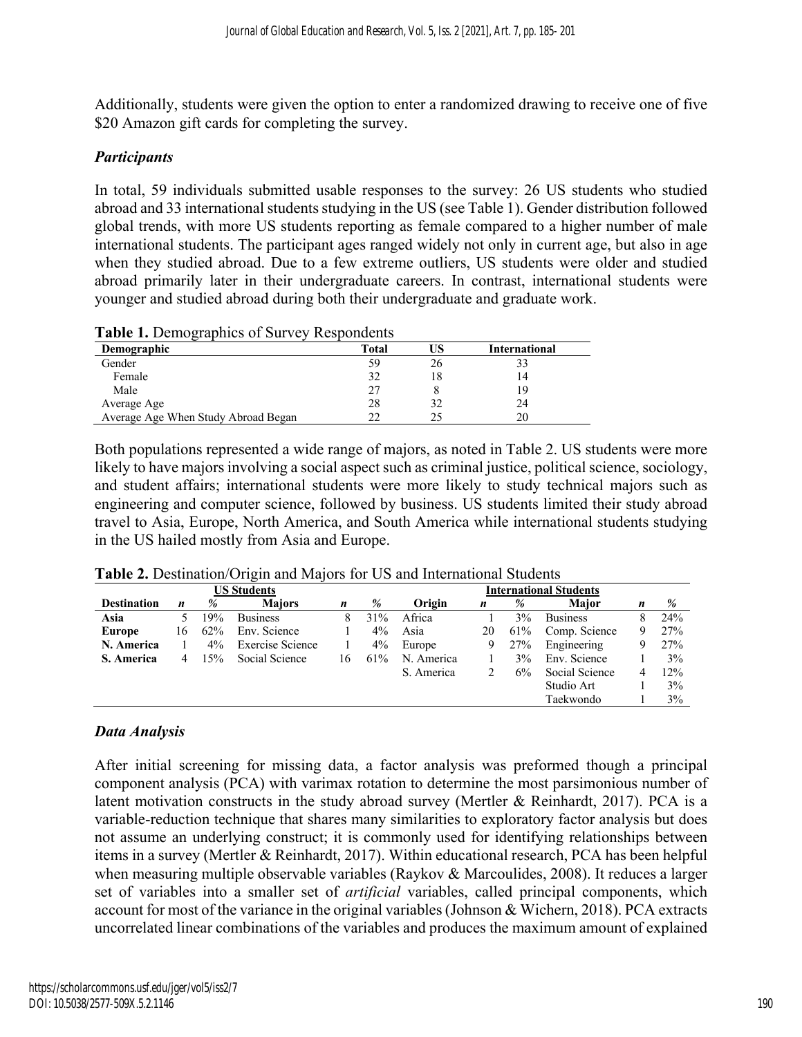Additionally, students were given the option to enter a randomized drawing to receive one of five $20 Amazon gift cards for completing the survey.

### *Participants*

In total, 59 individuals submitted usable responses to the survey: 26 US students who studied abroad and 33 international students studying in the US (see Table 1). Gender distribution followed global trends, with more US students reporting as female compared to a higher number of male international students. The participant ages ranged widely not only in current age, but also in age when they studied abroad. Due to a few extreme outliers, US students were older and studied abroad primarily later in their undergraduate careers. In contrast, international students were younger and studied abroad during both their undergraduate and graduate work.

**Table 1.** Demographics of Survey Respondents

| Demographic | Total | US | International |
|---|---|---|---|
| Gender | 59 | 26 | 33 |
| Female | 32 | 18 | 14 |
| Male | 27 | 8 | 19 |
| Average Age | 28 | 32 | 24 |
| Average Age When Study Abroad Began | 22 | 25 | 20 |

Both populations represented a wide range of majors, as noted in Table 2. US students were more likely to have majors involving a social aspect such as criminal justice, political science, sociology, and student affairs; international students were more likely to study technical majors such as engineering and computer science, followed by business. US students limited their study abroad travel to Asia, Europe, North America, and South America while international students studying in the US hailed mostly from Asia and Europe.

**Table 2.** Destination/Origin and Majors for US and International Students

| US Students | | | | | | International Students | | | | | |
|---|---|---|---|---|---|---|---|---|---|---|---|
| **Destination** | ***n*** | ***%*** | **Majors** | ***n*** | ***%*** | **Origin** | ***n*** | ***%*** | **Major** | ***n*** | ***%*** |
| **Asia** | 5 | 19% | Business | 8 | 31% | Africa | 1 | 3% | Business | 8 | 24% |
| **Europe** | 16 | 62% | Env. Science | 1 | 4% | Asia | 20 | 61% | Comp. Science | 9 | 27% |
| **N. America** | 1 | 4% | Exercise Science | 1 | 4% | Europe | 9 | 27% | Engineering | 9 | 27% |
| **S. America** | 4 | 15% | Social Science | 16 | 61% | N. America | 1 | 3% | Env. Science | 1 | 3% |
| | | | | | | S. America | 2 | 6% | Social Science | 4 | 12% |
| | | | | | | | | | Studio Art | 1 | 3% |
| | | | | | | | | | Taekwondo | 1 | 3% |

### *Data Analysis*

After initial screening for missing data, a factor analysis was preformed though a principal component analysis (PCA) with varimax rotation to determine the most parsimonious number of latent motivation constructs in the study abroad survey (Mertler & Reinhardt, 2017). PCA is a variable-reduction technique that shares many similarities to exploratory factor analysis but does not assume an underlying construct; it is commonly used for identifying relationships between items in a survey (Mertler & Reinhardt, 2017). Within educational research, PCA has been helpful when measuring multiple observable variables (Raykov & Marcoulides, 2008). It reduces a larger set of variables into a smaller set of *artificial* variables, called principal components, which account for most of the variance in the original variables (Johnson & Wichern, 2018). PCA extracts uncorrelated linear combinations of the variables and produces the maximum amount of explained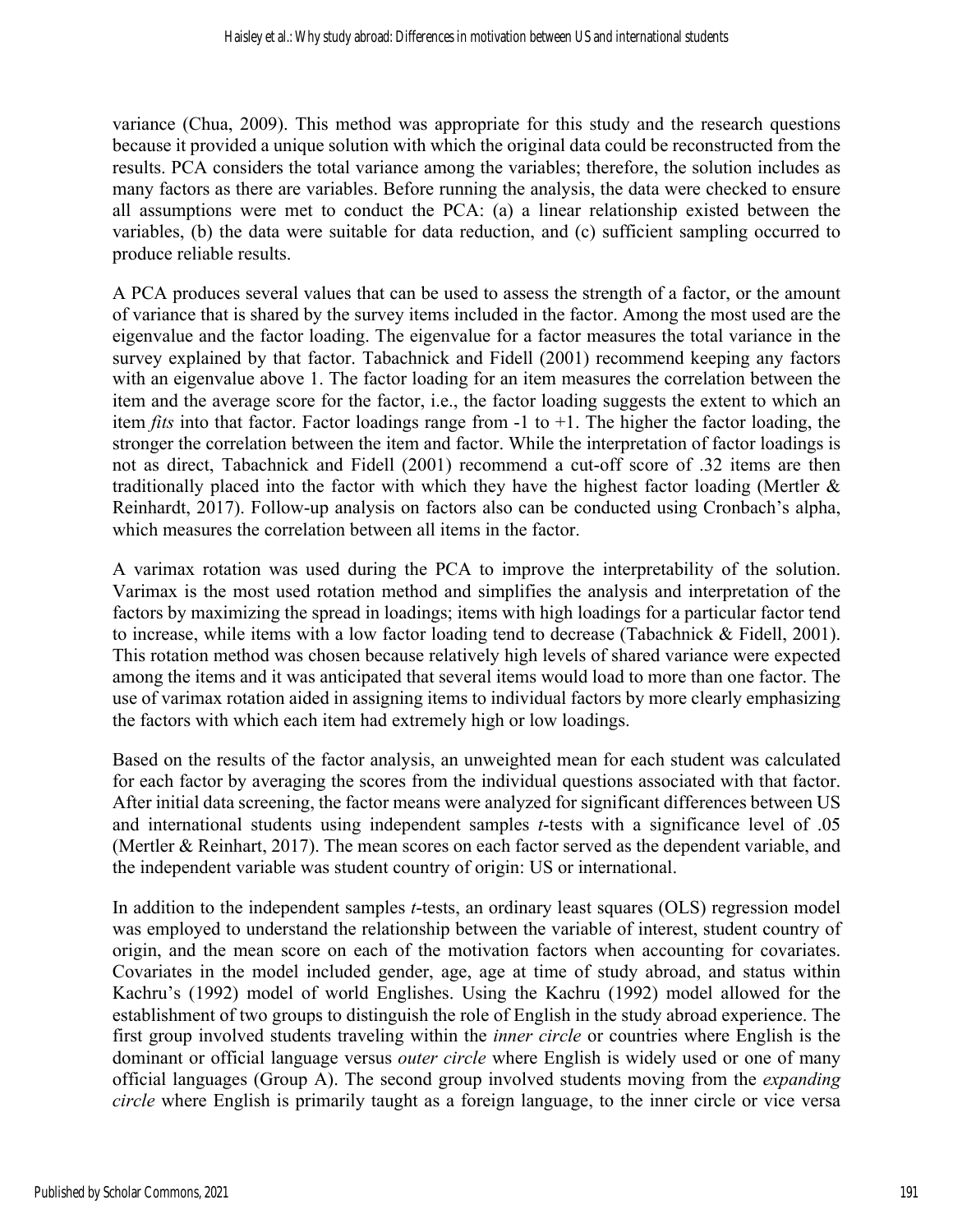variance (Chua, 2009). This method was appropriate for this study and the research questions because it provided a unique solution with which the original data could be reconstructed from the results. PCA considers the total variance among the variables; therefore, the solution includes as many factors as there are variables. Before running the analysis, the data were checked to ensure all assumptions were met to conduct the PCA: (a) a linear relationship existed between the variables, (b) the data were suitable for data reduction, and (c) sufficient sampling occurred to produce reliable results.

A PCA produces several values that can be used to assess the strength of a factor, or the amount of variance that is shared by the survey items included in the factor. Among the most used are the eigenvalue and the factor loading. The eigenvalue for a factor measures the total variance in the survey explained by that factor. Tabachnick and Fidell (2001) recommend keeping any factors with an eigenvalue above 1. The factor loading for an item measures the correlation between the item and the average score for the factor, i.e., the factor loading suggests the extent to which an item *fits* into that factor. Factor loadings range from -1 to +1. The higher the factor loading, the stronger the correlation between the item and factor. While the interpretation of factor loadings is not as direct, Tabachnick and Fidell (2001) recommend a cut-off score of .32 items are then traditionally placed into the factor with which they have the highest factor loading (Mertler & Reinhardt, 2017). Follow-up analysis on factors also can be conducted using Cronbach's alpha, which measures the correlation between all items in the factor.

A varimax rotation was used during the PCA to improve the interpretability of the solution. Varimax is the most used rotation method and simplifies the analysis and interpretation of the factors by maximizing the spread in loadings; items with high loadings for a particular factor tend to increase, while items with a low factor loading tend to decrease (Tabachnick & Fidell, 2001). This rotation method was chosen because relatively high levels of shared variance were expected among the items and it was anticipated that several items would load to more than one factor. The use of varimax rotation aided in assigning items to individual factors by more clearly emphasizing the factors with which each item had extremely high or low loadings.

Based on the results of the factor analysis, an unweighted mean for each student was calculated for each factor by averaging the scores from the individual questions associated with that factor. After initial data screening, the factor means were analyzed for significant differences between US and international students using independent samples *t*-tests with a significance level of .05 (Mertler & Reinhart, 2017). The mean scores on each factor served as the dependent variable, and the independent variable was student country of origin: US or international.

In addition to the independent samples *t*-tests, an ordinary least squares (OLS) regression model was employed to understand the relationship between the variable of interest, student country of origin, and the mean score on each of the motivation factors when accounting for covariates. Covariates in the model included gender, age, age at time of study abroad, and status within Kachru's (1992) model of world Englishes. Using the Kachru (1992) model allowed for the establishment of two groups to distinguish the role of English in the study abroad experience. The first group involved students traveling within the *inner circle* or countries where English is the dominant or official language versus *outer circle* where English is widely used or one of many official languages (Group A). The second group involved students moving from the *expanding circle* where English is primarily taught as a foreign language, to the inner circle or vice versa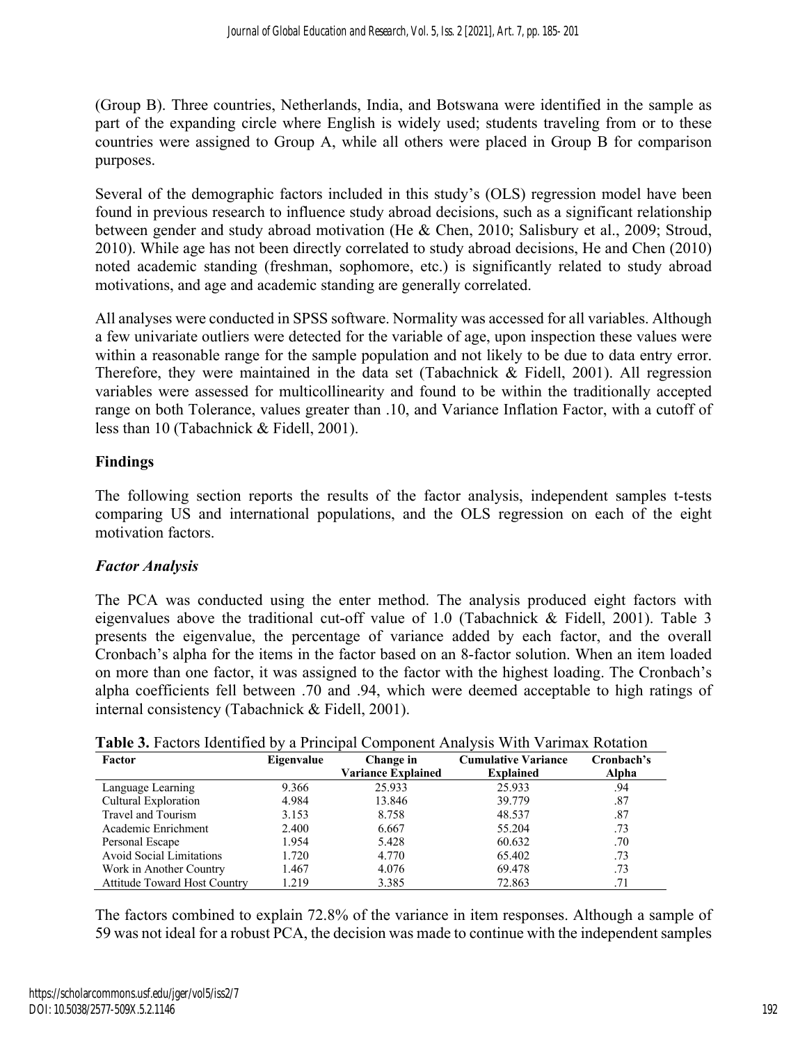(Group B). Three countries, Netherlands, India, and Botswana were identified in the sample as part of the expanding circle where English is widely used; students traveling from or to these countries were assigned to Group A, while all others were placed in Group B for comparison purposes.

Several of the demographic factors included in this study's (OLS) regression model have been found in previous research to influence study abroad decisions, such as a significant relationship between gender and study abroad motivation (He & Chen, 2010; Salisbury et al., 2009; Stroud, 2010). While age has not been directly correlated to study abroad decisions, He and Chen (2010) noted academic standing (freshman, sophomore, etc.) is significantly related to study abroad motivations, and age and academic standing are generally correlated.

All analyses were conducted in SPSS software. Normality was accessed for all variables. Although a few univariate outliers were detected for the variable of age, upon inspection these values were within a reasonable range for the sample population and not likely to be due to data entry error. Therefore, they were maintained in the data set (Tabachnick & Fidell, 2001). All regression variables were assessed for multicollinearity and found to be within the traditionally accepted range on both Tolerance, values greater than .10, and Variance Inflation Factor, with a cutoff of less than 10 (Tabachnick & Fidell, 2001).

## Findings

The following section reports the results of the factor analysis, independent samples t-tests comparing US and international populations, and the OLS regression on each of the eight motivation factors.

### *Factor Analysis*

The PCA was conducted using the enter method. The analysis produced eight factors with eigenvalues above the traditional cut-off value of 1.0 (Tabachnick & Fidell, 2001). Table 3 presents the eigenvalue, the percentage of variance added by each factor, and the overall Cronbach's alpha for the items in the factor based on an 8-factor solution. When an item loaded on more than one factor, it was assigned to the factor with the highest loading. The Cronbach's alpha coefficients fell between .70 and .94, which were deemed acceptable to high ratings of internal consistency (Tabachnick & Fidell, 2001).

**Table 3.** Factors Identified by a Principal Component Analysis With Varimax Rotation

| Factor | Eigenvalue | Change in Variance Explained | Cumulative Variance Explained | Cronbach's Alpha |
|---|---|---|---|---|
| Language Learning | 9.366 | 25.933 | 25.933 | .94 |
| Cultural Exploration | 4.984 | 13.846 | 39.779 | .87 |
| Travel and Tourism | 3.153 | 8.758 | 48.537 | .87 |
| Academic Enrichment | 2.400 | 6.667 | 55.204 | .73 |
| Personal Escape | 1.954 | 5.428 | 60.632 | .70 |
| Avoid Social Limitations | 1.720 | 4.770 | 65.402 | .73 |
| Work in Another Country | 1.467 | 4.076 | 69.478 | .73 |
| Attitude Toward Host Country | 1.219 | 3.385 | 72.863 | .71 |

The factors combined to explain 72.8% of the variance in item responses. Although a sample of 59 was not ideal for a robust PCA, the decision was made to continue with the independent samples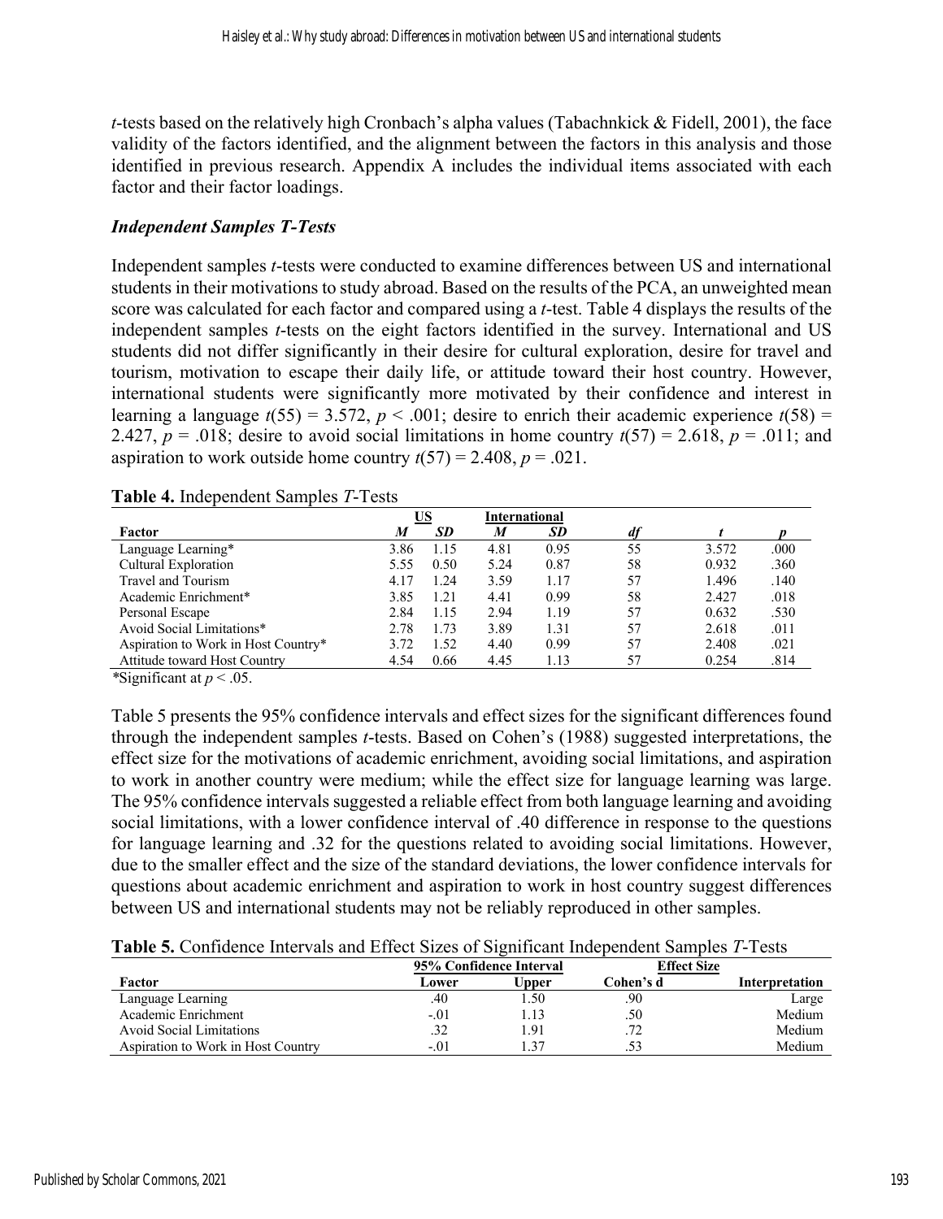*t*-tests based on the relatively high Cronbach's alpha values (Tabachnkick & Fidell, 2001), the face validity of the factors identified, and the alignment between the factors in this analysis and those identified in previous research. Appendix A includes the individual items associated with each factor and their factor loadings.

### *Independent Samples T-Tests*

Independent samples *t*-tests were conducted to examine differences between US and international students in their motivations to study abroad. Based on the results of the PCA, an unweighted mean score was calculated for each factor and compared using a *t*-test. Table 4 displays the results of the independent samples *t*-tests on the eight factors identified in the survey. International and US students did not differ significantly in their desire for cultural exploration, desire for travel and tourism, motivation to escape their daily life, or attitude toward their host country. However, international students were significantly more motivated by their confidence and interest in learning a language $t(55) = 3.572$, $p < .001$; desire to enrich their academic experience $t(58) = 2.427$, $p = .018$; desire to avoid social limitations in home country $t(57) = 2.618$, $p = .011$; and aspiration to work outside home country $t(57) = 2.408$, $p = .021$.

**Table 4.** Independent Samples *T*-Tests

| | US | | International | | | | |
|---|---|---|---|---|---|---|---|
| **Factor** | ***M*** | ***SD*** | ***M*** | ***SD*** | ***df*** | ***t*** | ***p*** |
| Language Learning* | 3.86 | 1.15 | 4.81 | 0.95 | 55 | 3.572 | .000 |
| Cultural Exploration | 5.55 | 0.50 | 5.24 | 0.87 | 58 | 0.932 | .360 |
| Travel and Tourism | 4.17 | 1.24 | 3.59 | 1.17 | 57 | 1.496 | .140 |
| Academic Enrichment* | 3.85 | 1.21 | 4.41 | 0.99 | 58 | 2.427 | .018 |
| Personal Escape | 2.84 | 1.15 | 2.94 | 1.19 | 57 | 0.632 | .530 |
| Avoid Social Limitations* | 2.78 | 1.73 | 3.89 | 1.31 | 57 | 2.618 | .011 |
| Aspiration to Work in Host Country* | 3.72 | 1.52 | 4.40 | 0.99 | 57 | 2.408 | .021 |
| Attitude toward Host Country | 4.54 | 0.66 | 4.45 | 1.13 | 57 | 0.254 | .814 |

*Significant at $p < .05$.

Table 5 presents the 95% confidence intervals and effect sizes for the significant differences found through the independent samples *t*-tests. Based on Cohen's (1988) suggested interpretations, the effect size for the motivations of academic enrichment, avoiding social limitations, and aspiration to work in another country were medium; while the effect size for language learning was large. The 95% confidence intervals suggested a reliable effect from both language learning and avoiding social limitations, with a lower confidence interval of .40 difference in response to the questions for language learning and .32 for the questions related to avoiding social limitations. However, due to the smaller effect and the size of the standard deviations, the lower confidence intervals for questions about academic enrichment and aspiration to work in host country suggest differences between US and international students may not be reliably reproduced in other samples.

**Table 5.** Confidence Intervals and Effect Sizes of Significant Independent Samples *T*-Tests

| | 95% Confidence Interval | | Effect Size | |
|---|---|---|---|---|
| **Factor** | **Lower** | **Upper** | **Cohen's d** | **Interpretation** |
| Language Learning | .40 | 1.50 | .90 | Large |
| Academic Enrichment | -.01 | 1.13 | .50 | Medium |
| Avoid Social Limitations | .32 | 1.91 | .72 | Medium |
| Aspiration to Work in Host Country | -.01 | 1.37 | .53 | Medium |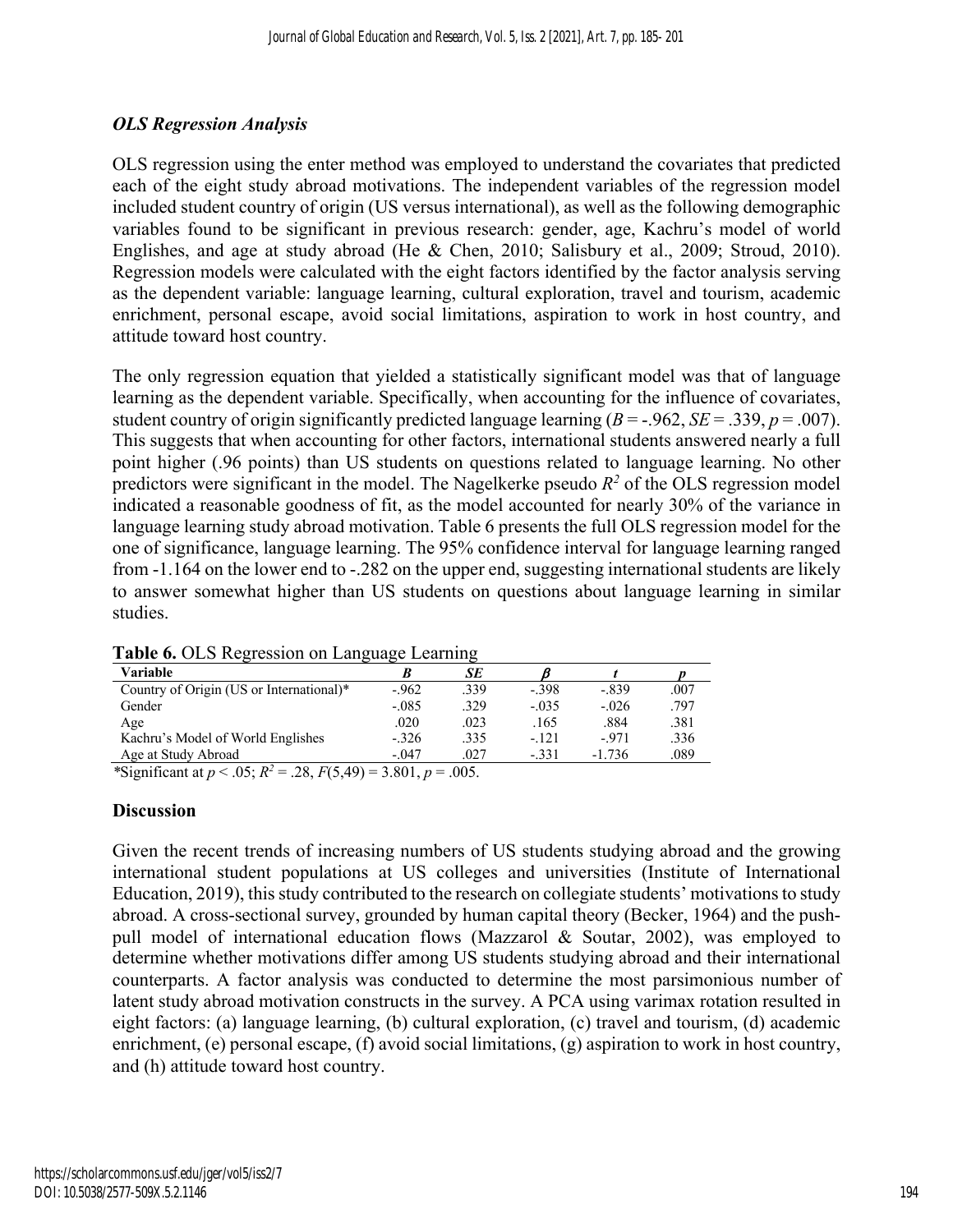### *OLS Regression Analysis*

OLS regression using the enter method was employed to understand the covariates that predicted each of the eight study abroad motivations. The independent variables of the regression model included student country of origin (US versus international), as well as the following demographic variables found to be significant in previous research: gender, age, Kachru's model of world Englishes, and age at study abroad (He & Chen, 2010; Salisbury et al., 2009; Stroud, 2010). Regression models were calculated with the eight factors identified by the factor analysis serving as the dependent variable: language learning, cultural exploration, travel and tourism, academic enrichment, personal escape, avoid social limitations, aspiration to work in host country, and attitude toward host country.

The only regression equation that yielded a statistically significant model was that of language learning as the dependent variable. Specifically, when accounting for the influence of covariates, student country of origin significantly predicted language learning ($B$ = -.962, $SE$ = .339, $p$ = .007). This suggests that when accounting for other factors, international students answered nearly a full point higher (.96 points) than US students on questions related to language learning. No other predictors were significant in the model. The Nagelkerke pseudo $R^2$ of the OLS regression model indicated a reasonable goodness of fit, as the model accounted for nearly 30% of the variance in language learning study abroad motivation. Table 6 presents the full OLS regression model for the one of significance, language learning. The 95% confidence interval for language learning ranged from -1.164 on the lower end to -.282 on the upper end, suggesting international students are likely to answer somewhat higher than US students on questions about language learning in similar studies.

**Table 6.** OLS Regression on Language Learning

| Variable | $B$ | $SE$ | $\beta$ | $t$ | $p$ |
|---|---|---|---|---|---|
| Country of Origin (US or International)* | -.962 | .339 | -.398 | -.839 | .007 |
| Gender | -.085 | .329 | -.035 | -.026 | .797 |
| Age | .020 | .023 | .165 | .884 | .381 |
| Kachru's Model of World Englishes | -.326 | .335 | -.121 | -.971 | .336 |
| Age at Study Abroad | -.047 | .027 | -.331 | -1.736 | .089 |

*Significant at $p < .05$; $R^2 = .28$, $F(5,49) = 3.801$, $p = .005$.

## Discussion

Given the recent trends of increasing numbers of US students studying abroad and the growing international student populations at US colleges and universities (Institute of International Education, 2019), this study contributed to the research on collegiate students' motivations to study abroad. A cross-sectional survey, grounded by human capital theory (Becker, 1964) and the push-pull model of international education flows (Mazzarol & Soutar, 2002), was employed to determine whether motivations differ among US students studying abroad and their international counterparts. A factor analysis was conducted to determine the most parsimonious number of latent study abroad motivation constructs in the survey. A PCA using varimax rotation resulted in eight factors: (a) language learning, (b) cultural exploration, (c) travel and tourism, (d) academic enrichment, (e) personal escape, (f) avoid social limitations, (g) aspiration to work in host country, and (h) attitude toward host country.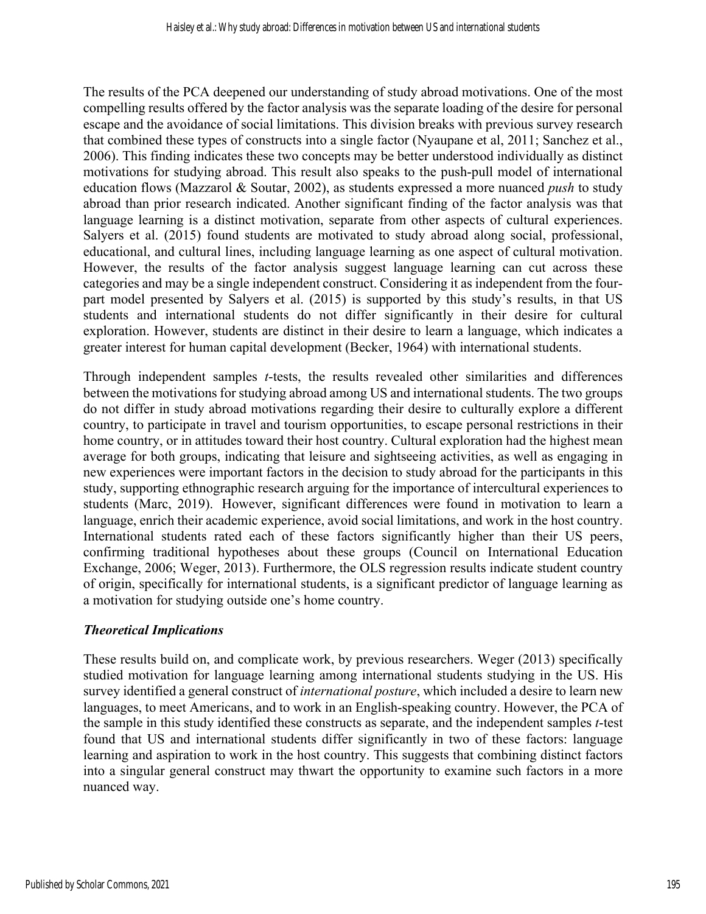The results of the PCA deepened our understanding of study abroad motivations. One of the most compelling results offered by the factor analysis was the separate loading of the desire for personal escape and the avoidance of social limitations. This division breaks with previous survey research that combined these types of constructs into a single factor (Nyaupane et al, 2011; Sanchez et al., 2006). This finding indicates these two concepts may be better understood individually as distinct motivations for studying abroad. This result also speaks to the push-pull model of international education flows (Mazzarol & Soutar, 2002), as students expressed a more nuanced *push* to study abroad than prior research indicated. Another significant finding of the factor analysis was that language learning is a distinct motivation, separate from other aspects of cultural experiences. Salyers et al. (2015) found students are motivated to study abroad along social, professional, educational, and cultural lines, including language learning as one aspect of cultural motivation. However, the results of the factor analysis suggest language learning can cut across these categories and may be a single independent construct. Considering it as independent from the four-part model presented by Salyers et al. (2015) is supported by this study's results, in that US students and international students do not differ significantly in their desire for cultural exploration. However, students are distinct in their desire to learn a language, which indicates a greater interest for human capital development (Becker, 1964) with international students.

Through independent samples *t*-tests, the results revealed other similarities and differences between the motivations for studying abroad among US and international students. The two groups do not differ in study abroad motivations regarding their desire to culturally explore a different country, to participate in travel and tourism opportunities, to escape personal restrictions in their home country, or in attitudes toward their host country. Cultural exploration had the highest mean average for both groups, indicating that leisure and sightseeing activities, as well as engaging in new experiences were important factors in the decision to study abroad for the participants in this study, supporting ethnographic research arguing for the importance of intercultural experiences to students (Marc, 2019). However, significant differences were found in motivation to learn a language, enrich their academic experience, avoid social limitations, and work in the host country. International students rated each of these factors significantly higher than their US peers, confirming traditional hypotheses about these groups (Council on International Education Exchange, 2006; Weger, 2013). Furthermore, the OLS regression results indicate student country of origin, specifically for international students, is a significant predictor of language learning as a motivation for studying outside one's home country.

### *Theoretical Implications*

These results build on, and complicate work, by previous researchers. Weger (2013) specifically studied motivation for language learning among international students studying in the US. His survey identified a general construct of *international posture*, which included a desire to learn new languages, to meet Americans, and to work in an English-speaking country. However, the PCA of the sample in this study identified these constructs as separate, and the independent samples *t*-test found that US and international students differ significantly in two of these factors: language learning and aspiration to work in the host country. This suggests that combining distinct factors into a singular general construct may thwart the opportunity to examine such factors in a more nuanced way.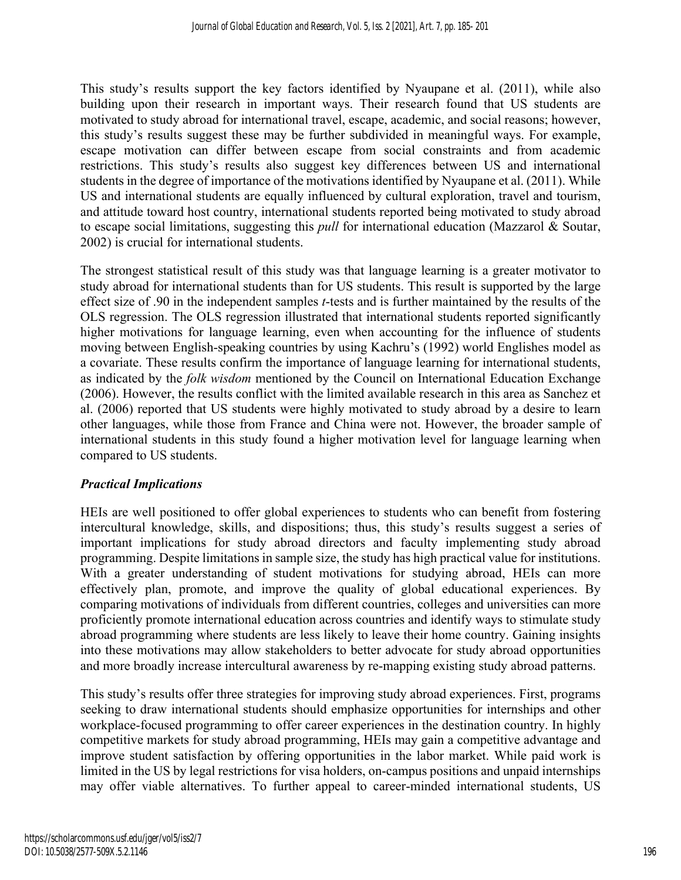This study's results support the key factors identified by Nyaupane et al. (2011), while also building upon their research in important ways. Their research found that US students are motivated to study abroad for international travel, escape, academic, and social reasons; however, this study's results suggest these may be further subdivided in meaningful ways. For example, escape motivation can differ between escape from social constraints and from academic restrictions. This study's results also suggest key differences between US and international students in the degree of importance of the motivations identified by Nyaupane et al. (2011). While US and international students are equally influenced by cultural exploration, travel and tourism, and attitude toward host country, international students reported being motivated to study abroad to escape social limitations, suggesting this *pull* for international education (Mazzarol & Soutar, 2002) is crucial for international students.

The strongest statistical result of this study was that language learning is a greater motivator to study abroad for international students than for US students. This result is supported by the large effect size of .90 in the independent samples *t*-tests and is further maintained by the results of the OLS regression. The OLS regression illustrated that international students reported significantly higher motivations for language learning, even when accounting for the influence of students moving between English-speaking countries by using Kachru's (1992) world Englishes model as a covariate. These results confirm the importance of language learning for international students, as indicated by the *folk wisdom* mentioned by the Council on International Education Exchange (2006). However, the results conflict with the limited available research in this area as Sanchez et al. (2006) reported that US students were highly motivated to study abroad by a desire to learn other languages, while those from France and China were not. However, the broader sample of international students in this study found a higher motivation level for language learning when compared to US students.

### *Practical Implications*

HEIs are well positioned to offer global experiences to students who can benefit from fostering intercultural knowledge, skills, and dispositions; thus, this study's results suggest a series of important implications for study abroad directors and faculty implementing study abroad programming. Despite limitations in sample size, the study has high practical value for institutions. With a greater understanding of student motivations for studying abroad, HEIs can more effectively plan, promote, and improve the quality of global educational experiences. By comparing motivations of individuals from different countries, colleges and universities can more proficiently promote international education across countries and identify ways to stimulate study abroad programming where students are less likely to leave their home country. Gaining insights into these motivations may allow stakeholders to better advocate for study abroad opportunities and more broadly increase intercultural awareness by re-mapping existing study abroad patterns.

This study's results offer three strategies for improving study abroad experiences. First, programs seeking to draw international students should emphasize opportunities for internships and other workplace-focused programming to offer career experiences in the destination country. In highly competitive markets for study abroad programming, HEIs may gain a competitive advantage and improve student satisfaction by offering opportunities in the labor market. While paid work is limited in the US by legal restrictions for visa holders, on-campus positions and unpaid internships may offer viable alternatives. To further appeal to career-minded international students, US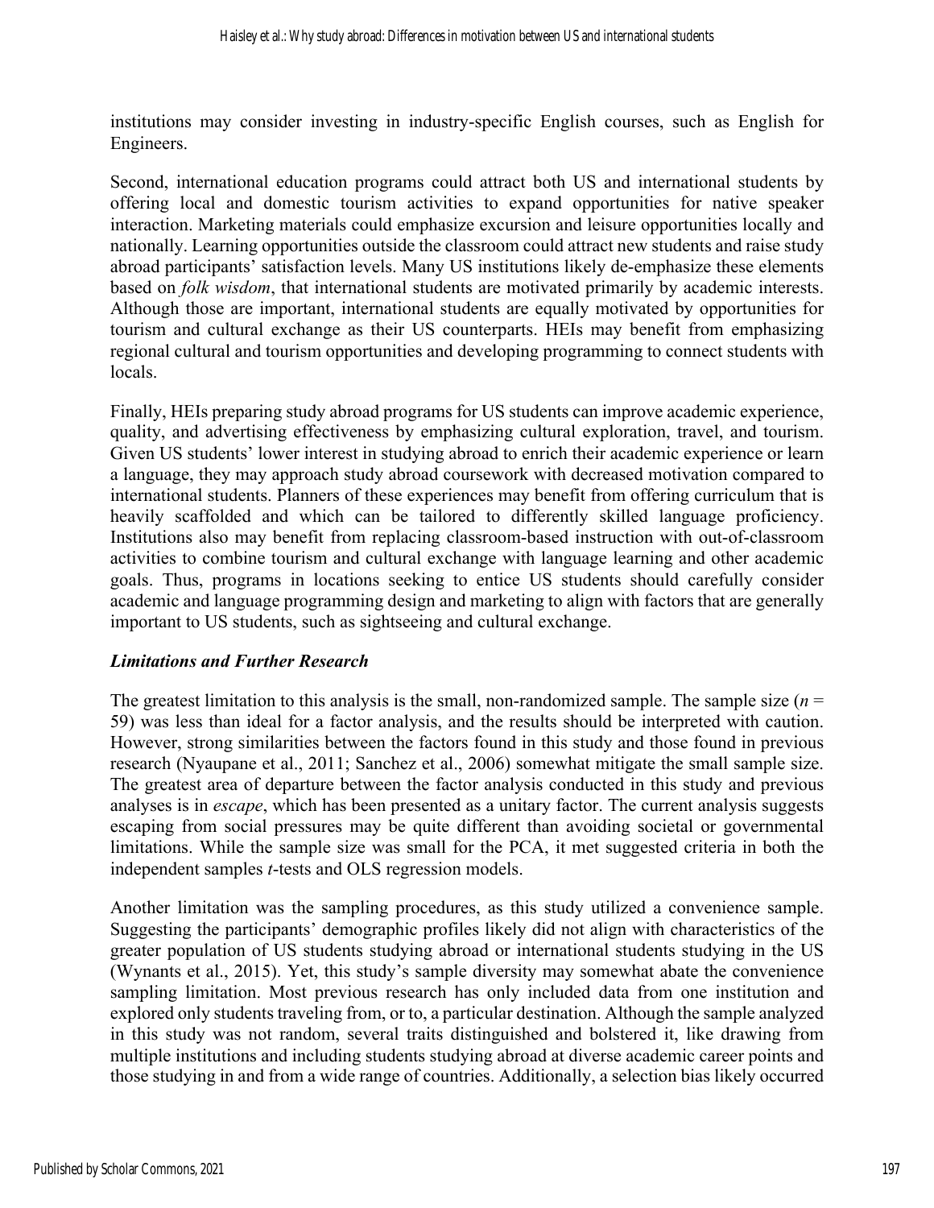institutions may consider investing in industry-specific English courses, such as English for Engineers.

Second, international education programs could attract both US and international students by offering local and domestic tourism activities to expand opportunities for native speaker interaction. Marketing materials could emphasize excursion and leisure opportunities locally and nationally. Learning opportunities outside the classroom could attract new students and raise study abroad participants' satisfaction levels. Many US institutions likely de-emphasize these elements based on *folk wisdom*, that international students are motivated primarily by academic interests. Although those are important, international students are equally motivated by opportunities for tourism and cultural exchange as their US counterparts. HEIs may benefit from emphasizing regional cultural and tourism opportunities and developing programming to connect students with locals.

Finally, HEIs preparing study abroad programs for US students can improve academic experience, quality, and advertising effectiveness by emphasizing cultural exploration, travel, and tourism. Given US students' lower interest in studying abroad to enrich their academic experience or learn a language, they may approach study abroad coursework with decreased motivation compared to international students. Planners of these experiences may benefit from offering curriculum that is heavily scaffolded and which can be tailored to differently skilled language proficiency. Institutions also may benefit from replacing classroom-based instruction with out-of-classroom activities to combine tourism and cultural exchange with language learning and other academic goals. Thus, programs in locations seeking to entice US students should carefully consider academic and language programming design and marketing to align with factors that are generally important to US students, such as sightseeing and cultural exchange.

### *Limitations and Further Research*

The greatest limitation to this analysis is the small, non-randomized sample. The sample size ($n$ = 59) was less than ideal for a factor analysis, and the results should be interpreted with caution. However, strong similarities between the factors found in this study and those found in previous research (Nyaupane et al., 2011; Sanchez et al., 2006) somewhat mitigate the small sample size. The greatest area of departure between the factor analysis conducted in this study and previous analyses is in *escape*, which has been presented as a unitary factor. The current analysis suggests escaping from social pressures may be quite different than avoiding societal or governmental limitations. While the sample size was small for the PCA, it met suggested criteria in both the independent samples $t$-tests and OLS regression models.

Another limitation was the sampling procedures, as this study utilized a convenience sample. Suggesting the participants' demographic profiles likely did not align with characteristics of the greater population of US students studying abroad or international students studying in the US (Wynants et al., 2015). Yet, this study's sample diversity may somewhat abate the convenience sampling limitation. Most previous research has only included data from one institution and explored only students traveling from, or to, a particular destination. Although the sample analyzed in this study was not random, several traits distinguished and bolstered it, like drawing from multiple institutions and including students studying abroad at diverse academic career points and those studying in and from a wide range of countries. Additionally, a selection bias likely occurred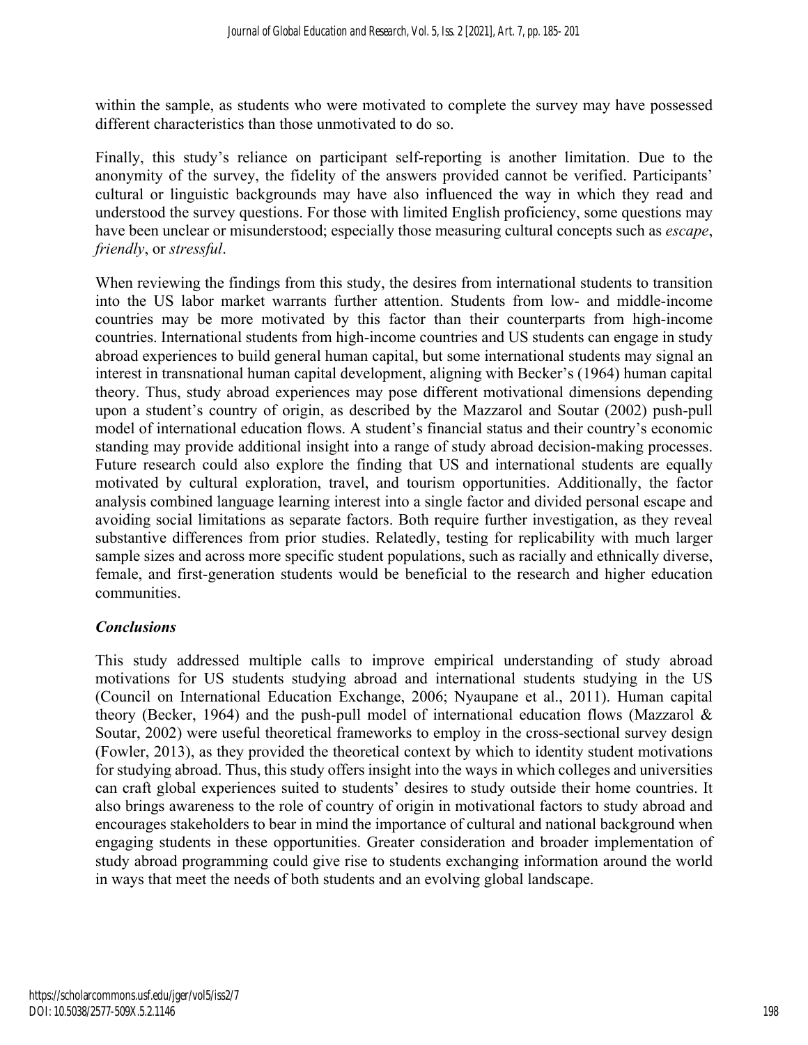within the sample, as students who were motivated to complete the survey may have possessed different characteristics than those unmotivated to do so.

Finally, this study's reliance on participant self-reporting is another limitation. Due to the anonymity of the survey, the fidelity of the answers provided cannot be verified. Participants' cultural or linguistic backgrounds may have also influenced the way in which they read and understood the survey questions. For those with limited English proficiency, some questions may have been unclear or misunderstood; especially those measuring cultural concepts such as *escape*, *friendly*, or *stressful*.

When reviewing the findings from this study, the desires from international students to transition into the US labor market warrants further attention. Students from low- and middle-income countries may be more motivated by this factor than their counterparts from high-income countries. International students from high-income countries and US students can engage in study abroad experiences to build general human capital, but some international students may signal an interest in transnational human capital development, aligning with Becker's (1964) human capital theory. Thus, study abroad experiences may pose different motivational dimensions depending upon a student's country of origin, as described by the Mazzarol and Soutar (2002) push-pull model of international education flows. A student's financial status and their country's economic standing may provide additional insight into a range of study abroad decision-making processes. Future research could also explore the finding that US and international students are equally motivated by cultural exploration, travel, and tourism opportunities. Additionally, the factor analysis combined language learning interest into a single factor and divided personal escape and avoiding social limitations as separate factors. Both require further investigation, as they reveal substantive differences from prior studies. Relatedly, testing for replicability with much larger sample sizes and across more specific student populations, such as racially and ethnically diverse, female, and first-generation students would be beneficial to the research and higher education communities.

### *Conclusions*

This study addressed multiple calls to improve empirical understanding of study abroad motivations for US students studying abroad and international students studying in the US (Council on International Education Exchange, 2006; Nyaupane et al., 2011). Human capital theory (Becker, 1964) and the push-pull model of international education flows (Mazzarol & Soutar, 2002) were useful theoretical frameworks to employ in the cross-sectional survey design (Fowler, 2013), as they provided the theoretical context by which to identity student motivations for studying abroad. Thus, this study offers insight into the ways in which colleges and universities can craft global experiences suited to students' desires to study outside their home countries. It also brings awareness to the role of country of origin in motivational factors to study abroad and encourages stakeholders to bear in mind the importance of cultural and national background when engaging students in these opportunities. Greater consideration and broader implementation of study abroad programming could give rise to students exchanging information around the world in ways that meet the needs of both students and an evolving global landscape.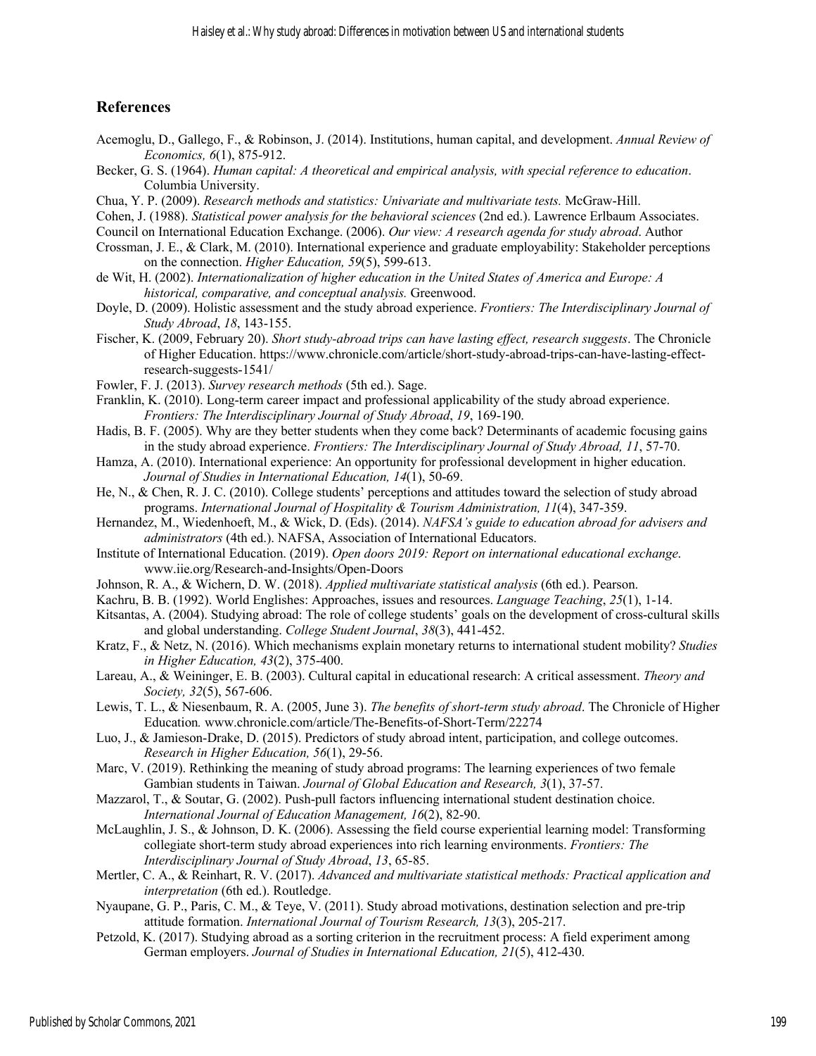## References

Acemoglu, D., Gallego, F., & Robinson, J. (2014). Institutions, human capital, and development. *Annual Review of Economics, 6*(1), 875-912.

Becker, G. S. (1964). *Human capital: A theoretical and empirical analysis, with special reference to education*. Columbia University.

Chua, Y. P. (2009). *Research methods and statistics: Univariate and multivariate tests.* McGraw-Hill.

Cohen, J. (1988). *Statistical power analysis for the behavioral sciences* (2nd ed.). Lawrence Erlbaum Associates.

Council on International Education Exchange. (2006). *Our view: A research agenda for study abroad*. Author

Crossman, J. E., & Clark, M. (2010). International experience and graduate employability: Stakeholder perceptions on the connection. *Higher Education, 59*(5), 599-613.

de Wit, H. (2002). *Internationalization of higher education in the United States of America and Europe: A historical, comparative, and conceptual analysis.* Greenwood.

Doyle, D. (2009). Holistic assessment and the study abroad experience. *Frontiers: The Interdisciplinary Journal of Study Abroad*, *18*, 143-155.

Fischer, K. (2009, February 20). *Short study-abroad trips can have lasting effect, research suggests*. The Chronicle of Higher Education. https://www.chronicle.com/article/short-study-abroad-trips-can-have-lasting-effect-research-suggests-1541/

Fowler, F. J. (2013). *Survey research methods* (5th ed.). Sage.

Franklin, K. (2010). Long-term career impact and professional applicability of the study abroad experience. *Frontiers: The Interdisciplinary Journal of Study Abroad*, *19*, 169-190.

Hadis, B. F. (2005). Why are they better students when they come back? Determinants of academic focusing gains in the study abroad experience. *Frontiers: The Interdisciplinary Journal of Study Abroad, 11*, 57-70.

Hamza, A. (2010). International experience: An opportunity for professional development in higher education. *Journal of Studies in International Education, 14*(1), 50-69.

He, N., & Chen, R. J. C. (2010). College students' perceptions and attitudes toward the selection of study abroad programs. *International Journal of Hospitality & Tourism Administration, 11*(4), 347-359.

Hernandez, M., Wiedenhoeft, M., & Wick, D. (Eds). (2014). *NAFSA's guide to education abroad for advisers and administrators* (4th ed.). NAFSA, Association of International Educators.

Institute of International Education. (2019). *Open doors 2019: Report on international educational exchange*. www.iie.org/Research-and-Insights/Open-Doors

Johnson, R. A., & Wichern, D. W. (2018). *Applied multivariate statistical analysis* (6th ed.). Pearson.

Kachru, B. B. (1992). World Englishes: Approaches, issues and resources. *Language Teaching*, *25*(1), 1-14.

Kitsantas, A. (2004). Studying abroad: The role of college students' goals on the development of cross-cultural skills and global understanding. *College Student Journal*, *38*(3), 441-452.

Kratz, F., & Netz, N. (2016). Which mechanisms explain monetary returns to international student mobility? *Studies in Higher Education, 43*(2), 375-400.

Lareau, A., & Weininger, E. B. (2003). Cultural capital in educational research: A critical assessment. *Theory and Society, 32*(5), 567-606.

Lewis, T. L., & Niesenbaum, R. A. (2005, June 3). *The benefits of short-term study abroad*. The Chronicle of Higher Education*.* www.chronicle.com/article/The-Benefits-of-Short-Term/22274

Luo, J., & Jamieson-Drake, D. (2015). Predictors of study abroad intent, participation, and college outcomes. *Research in Higher Education, 56*(1), 29-56.

Marc, V. (2019). Rethinking the meaning of study abroad programs: The learning experiences of two female Gambian students in Taiwan. *Journal of Global Education and Research, 3*(1), 37-57.

Mazzarol, T., & Soutar, G. (2002). Push-pull factors influencing international student destination choice. *International Journal of Education Management, 16*(2), 82-90.

McLaughlin, J. S., & Johnson, D. K. (2006). Assessing the field course experiential learning model: Transforming collegiate short-term study abroad experiences into rich learning environments. *Frontiers: The Interdisciplinary Journal of Study Abroad*, *13*, 65-85.

Mertler, C. A., & Reinhart, R. V. (2017). *Advanced and multivariate statistical methods: Practical application and interpretation* (6th ed.). Routledge.

Nyaupane, G. P., Paris, C. M., & Teye, V. (2011). Study abroad motivations, destination selection and pre-trip attitude formation. *International Journal of Tourism Research, 13*(3), 205-217.

Petzold, K. (2017). Studying abroad as a sorting criterion in the recruitment process: A field experiment among German employers. *Journal of Studies in International Education, 21*(5), 412-430.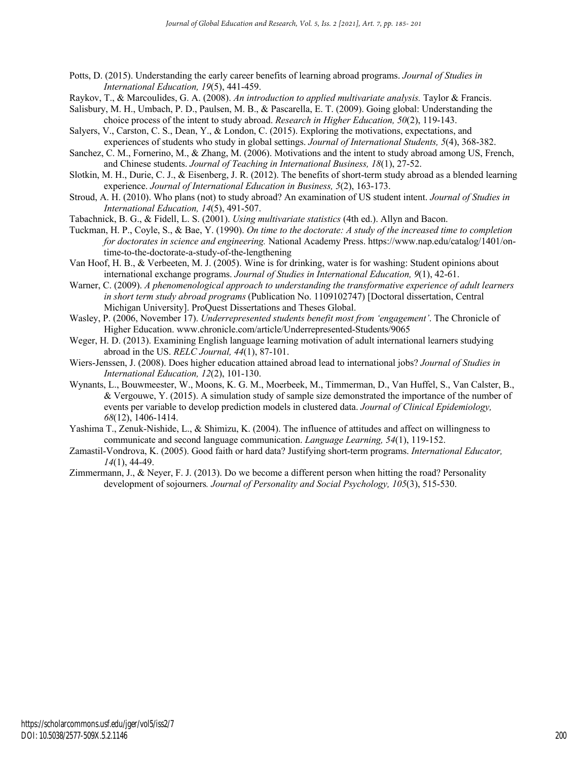Potts, D. (2015). Understanding the early career benefits of learning abroad programs. *Journal of Studies in International Education, 19*(5), 441-459.

Raykov, T., & Marcoulides, G. A. (2008). *An introduction to applied multivariate analysis.* Taylor & Francis.

Salisbury, M. H., Umbach, P. D., Paulsen, M. B., & Pascarella, E. T. (2009). Going global: Understanding the choice process of the intent to study abroad. *Research in Higher Education, 50*(2), 119-143.

Salyers, V., Carston, C. S., Dean, Y., & London, C. (2015). Exploring the motivations, expectations, and experiences of students who study in global settings. *Journal of International Students, 5*(4), 368-382.

Sanchez, C. M., Fornerino, M., & Zhang, M. (2006). Motivations and the intent to study abroad among US, French, and Chinese students. *Journal of Teaching in International Business, 18*(1), 27-52.

Slotkin, M. H., Durie, C. J., & Eisenberg, J. R. (2012). The benefits of short-term study abroad as a blended learning experience. *Journal of International Education in Business, 5*(2), 163-173.

Stroud, A. H. (2010). Who plans (not) to study abroad? An examination of US student intent. *Journal of Studies in International Education, 14*(5), 491-507.

Tabachnick, B. G., & Fidell, L. S. (2001). *Using multivariate statistics* (4th ed.). Allyn and Bacon.

Tuckman, H. P., Coyle, S., & Bae, Y. (1990). *On time to the doctorate: A study of the increased time to completion for doctorates in science and engineering.* National Academy Press. https://www.nap.edu/catalog/1401/on-time-to-the-doctorate-a-study-of-the-lengthening

Van Hoof, H. B., & Verbeeten, M. J. (2005). Wine is for drinking, water is for washing: Student opinions about international exchange programs. *Journal of Studies in International Education, 9*(1), 42-61.

Warner, C. (2009). *A phenomenological approach to understanding the transformative experience of adult learners in short term study abroad programs* (Publication No. 1109102747) [Doctoral dissertation, Central Michigan University]. ProQuest Dissertations and Theses Global.

Wasley, P. (2006, November 17). *Underrepresented students benefit most from 'engagement'*. The Chronicle of Higher Education. www.chronicle.com/article/Underrepresented-Students/9065

Weger, H. D. (2013). Examining English language learning motivation of adult international learners studying abroad in the US. *RELC Journal, 44*(1), 87-101.

Wiers-Jenssen, J. (2008). Does higher education attained abroad lead to international jobs? *Journal of Studies in International Education, 12*(2), 101-130.

Wynants, L., Bouwmeester, W., Moons, K. G. M., Moerbeek, M., Timmerman, D., Van Huffel, S., Van Calster, B., & Vergouwe, Y. (2015). A simulation study of sample size demonstrated the importance of the number of events per variable to develop prediction models in clustered data. *Journal of Clinical Epidemiology, 68*(12), 1406-1414.

Yashima T., Zenuk-Nishide, L., & Shimizu, K. (2004). The influence of attitudes and affect on willingness to communicate and second language communication. *Language Learning, 54*(1), 119-152.

Zamastil-Vondrova, K. (2005). Good faith or hard data? Justifying short-term programs. *International Educator, 14*(1), 44-49.

Zimmermann, J., & Neyer, F. J. (2013). Do we become a different person when hitting the road? Personality development of sojourners*. Journal of Personality and Social Psychology, 105*(3), 515-530.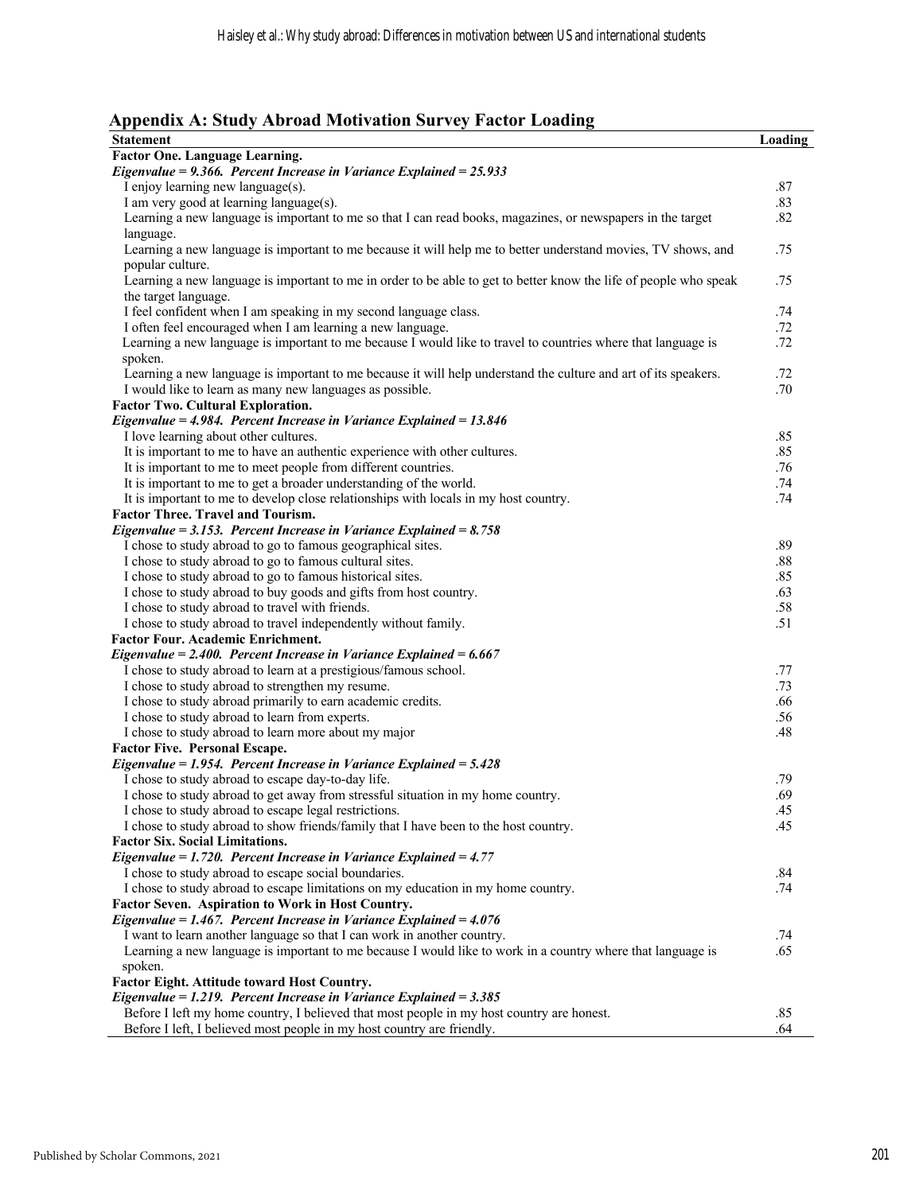## Appendix A: Study Abroad Motivation Survey Factor Loading

| Statement | Loading |
| --- | --- |
| **Factor One. Language Learning.** | |
| ***Eigenvalue = 9.366. Percent Increase in Variance Explained = 25.933*** | |
| I enjoy learning new language(s). | .87 |
| I am very good at learning language(s). | .83 |
| Learning a new language is important to me so that I can read books, magazines, or newspapers in the target language. | .82 |
| Learning a new language is important to me because it will help me to better understand movies, TV shows, and popular culture. | .75 |
| Learning a new language is important to me in order to be able to get to better know the life of people who speak the target language. | .75 |
| I feel confident when I am speaking in my second language class. | .74 |
| I often feel encouraged when I am learning a new language. | .72 |
| Learning a new language is important to me because I would like to travel to countries where that language is spoken. | .72 |
| Learning a new language is important to me because it will help understand the culture and art of its speakers. | .72 |
| I would like to learn as many new languages as possible. | .70 |
| **Factor Two. Cultural Exploration.** | |
| ***Eigenvalue = 4.984. Percent Increase in Variance Explained = 13.846*** | |
| I love learning about other cultures. | .85 |
| It is important to me to have an authentic experience with other cultures. | .85 |
| It is important to me to meet people from different countries. | .76 |
| It is important to me to get a broader understanding of the world. | .74 |
| It is important to me to develop close relationships with locals in my host country. | .74 |
| **Factor Three. Travel and Tourism.** | |
| ***Eigenvalue = 3.153. Percent Increase in Variance Explained = 8.758*** | |
| I chose to study abroad to go to famous geographical sites. | .89 |
| I chose to study abroad to go to famous cultural sites. | .88 |
| I chose to study abroad to go to famous historical sites. | .85 |
| I chose to study abroad to buy goods and gifts from host country. | .63 |
| I chose to study abroad to travel with friends. | .58 |
| I chose to study abroad to travel independently without family. | .51 |
| **Factor Four. Academic Enrichment.** | |
| ***Eigenvalue = 2.400. Percent Increase in Variance Explained = 6.667*** | |
| I chose to study abroad to learn at a prestigious/famous school. | .77 |
| I chose to study abroad to strengthen my resume. | .73 |
| I chose to study abroad primarily to earn academic credits. | .66 |
| I chose to study abroad to learn from experts. | .56 |
| I chose to study abroad to learn more about my major | .48 |
| **Factor Five. Personal Escape.** | |
| ***Eigenvalue = 1.954. Percent Increase in Variance Explained = 5.428*** | |
| I chose to study abroad to escape day-to-day life. | .79 |
| I chose to study abroad to get away from stressful situation in my home country. | .69 |
| I chose to study abroad to escape legal restrictions. | .45 |
| I chose to study abroad to show friends/family that I have been to the host country. | .45 |
| **Factor Six. Social Limitations.** | |
| ***Eigenvalue = 1.720. Percent Increase in Variance Explained = 4.77*** | |
| I chose to study abroad to escape social boundaries. | .84 |
| I chose to study abroad to escape limitations on my education in my home country. | .74 |
| **Factor Seven. Aspiration to Work in Host Country.** | |
| ***Eigenvalue = 1.467. Percent Increase in Variance Explained = 4.076*** | |
| I want to learn another language so that I can work in another country. | .74 |
| Learning a new language is important to me because I would like to work in a country where that language is spoken. | .65 |
| **Factor Eight. Attitude toward Host Country.** | |
| ***Eigenvalue = 1.219. Percent Increase in Variance Explained = 3.385*** | |
| Before I left my home country, I believed that most people in my host country are honest. | .85 |
| Before I left, I believed most people in my host country are friendly. | .64 |